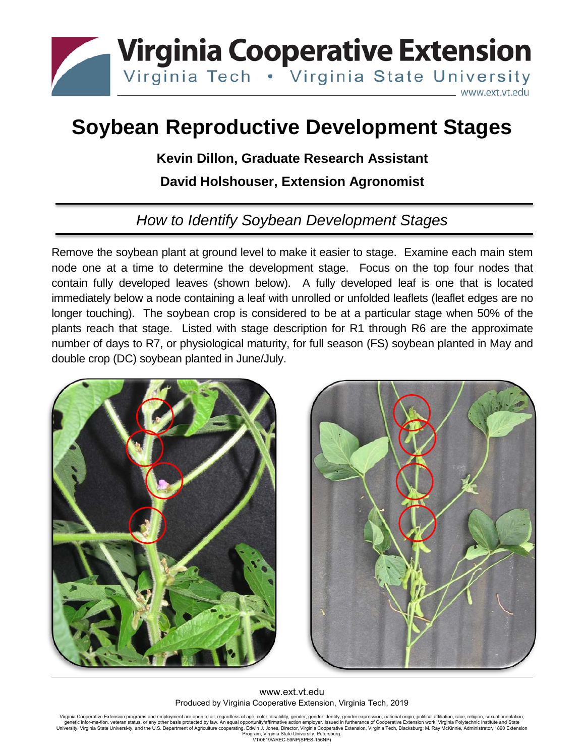# Soybean Reproductive Development Stages

**Kevin Dillon, Graduate Research Assistant**

**David Holshouser, Extension Agronomist**

## *How to Identify Soybean Development Stages*

Remove the soybean plant at ground level to make it easier to stage. Examine each main stem node one at a time to determine the development stage. Focus on the top four nodes that contain fully developed leaves (shown below). A fully developed leaf is one that is located immediately below a node containing a leaf with unrolled or unfolded leaflets (leaflet edges are no longer touching). The soybean crop is considered to be at a particular stage when 50% of the plants reach that stage. Listed with stage description for R1 through R6 are the approximate number of days to R7, or physiological maturity, for full season (FS) soybean planted in May and double crop (DC) soybean planted in June/July.

www.ext.vt.edu

Produced by Virginia Cooperative Extension, Virginia Tech, 2019

Virginia Cooperative Extension programs and employment are open to all, regardless of age, color, disability, gender, gender identity, gender expression, national origin, political affiliation, race, religion, sexual orientation, genetic infor-ma-tion, veteran status, or any other basis protected by law. An equal opportunity/affirmative action employer. Issued in furtherance of Cooperative Extension work, Virginia Polytechnic Institute and State University, Virginia State Universi-ty, and the U.S. Department of Agriculture cooperating. Edwin J. Jones, Director, Virginia Cooperative Extension, Virginia Tech, Blacksburg; M. Ray McKinnie, Administrator, 1890 Extension Program, Virginia State University, Petersburg.

VT/0619/AREC-59NP(SPES-156NP)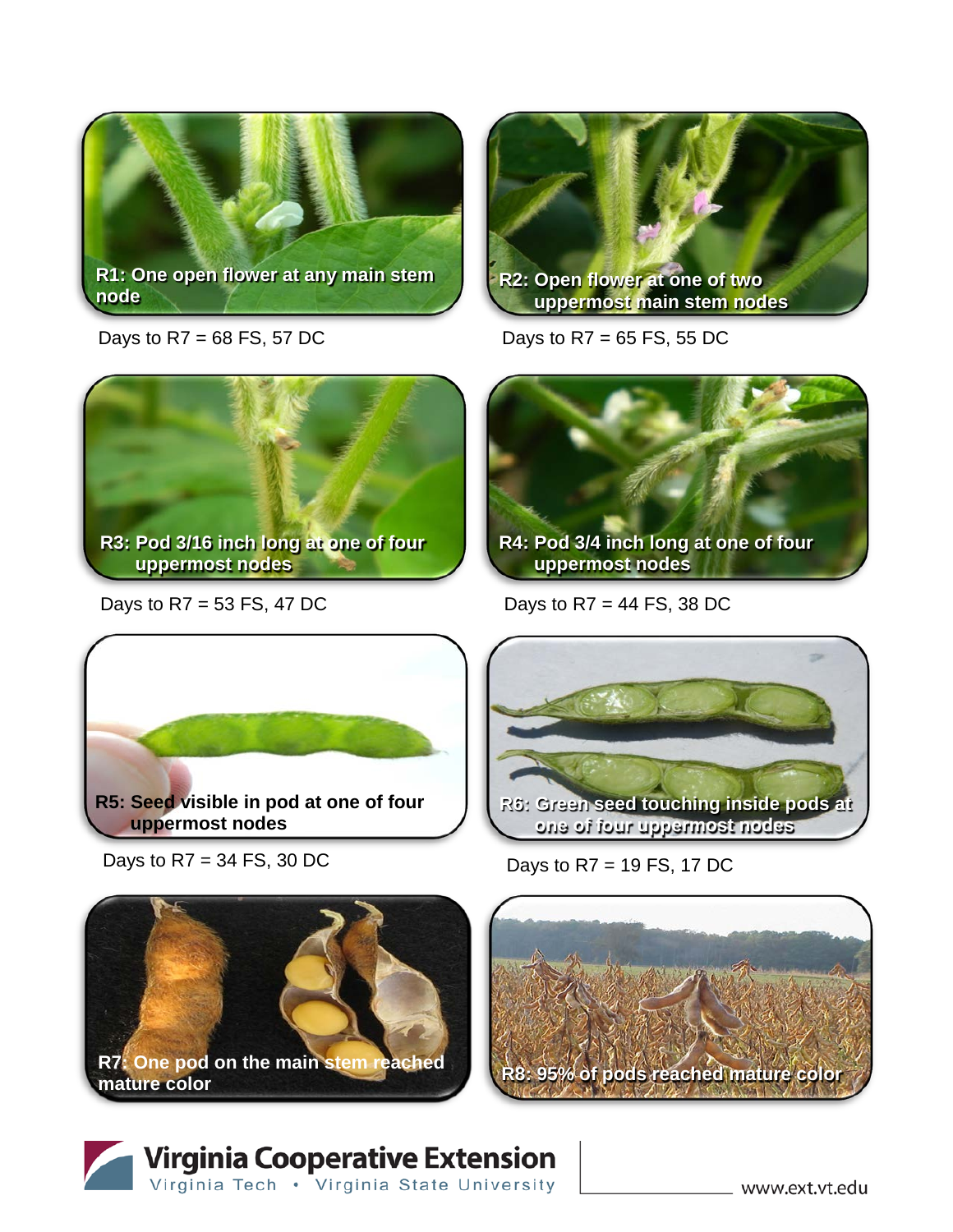R1: One open flower at any main stem node

Days to R7 = 68 FS, 57 DC

R2: Open flower at one of two uppermost main stem nodes

Days to R7 = 65 FS, 55 DC

R3: Pod 3/16 inch long at one of four uppermost nodes

Days to R7 = 53 FS, 47 DC

R4: Pod 3/4 inch long at one of four uppermost nodes

Days to R7 = 44 FS, 38 DC

R5: Seed visible in pod at one of four uppermost nodes

Days to R7 = 34 FS, 30 DC

R6: Green seed touching inside pods at one of four uppermost nodes

Days to R7 = 19 FS, 17 DC

R7: One pod on the main stem reached mature color

R8: 95% of pods reached mature color

Virginia Cooperative Extension
Virginia Tech • Virginia State University

www.ext.vt.edu